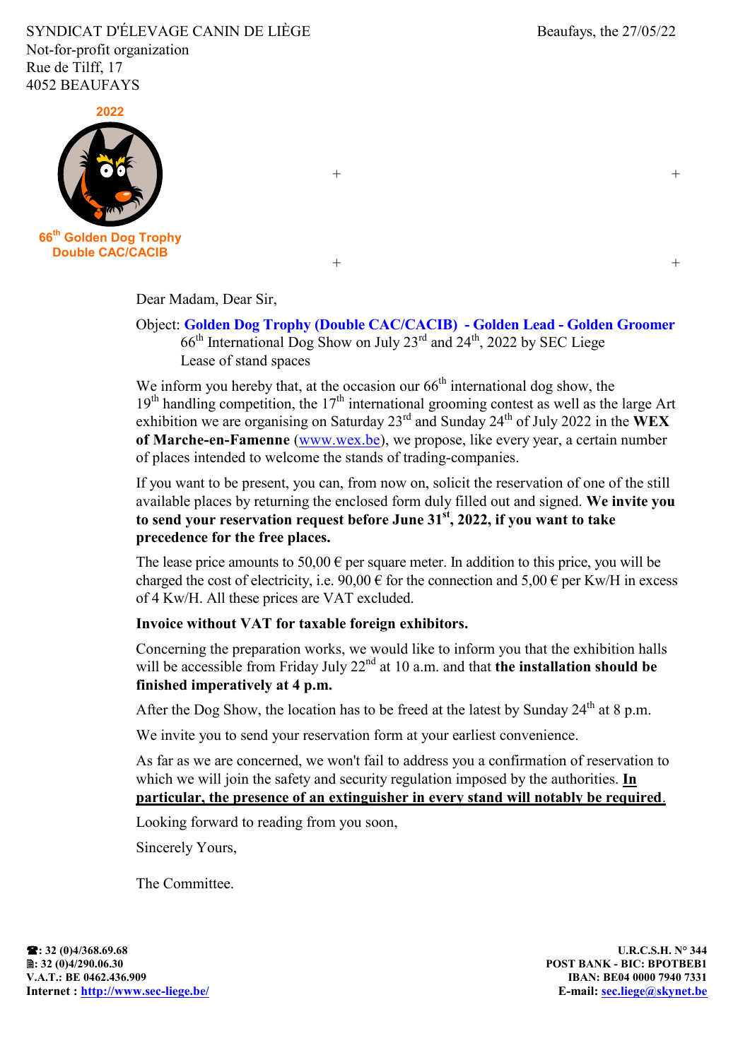SYNDICAT D'ÉLEVAGE CANIN DE LIÈGE
Not-for-profit organization
Rue de Tilff, 17
4052 BEAUFAYS

Beaufays, the 27/05/22

2022

66[th] Golden Dog Trophy
Double CAC/CACIB

Dear Madam, Dear Sir,

Object: **Golden Dog Trophy (Double CAC/CACIB) - Golden Lead - Golden Groomer**
66[th] International Dog Show on July 23[rd] and 24[th], 2022 by SEC Liege
Lease of stand spaces

We inform you hereby that, at the occasion our 66[th] international dog show, the 19[th] handling competition, the 17[th] international grooming contest as well as the large Art exhibition we are organising on Saturday 23[rd] and Sunday 24[th] of July 2022 in the **WEX of Marche-en-Famenne** (www.wex.be), we propose, like every year, a certain number of places intended to welcome the stands of trading-companies.

If you want to be present, you can, from now on, solicit the reservation of one of the still available places by returning the enclosed form duly filled out and signed. **We invite you to send your reservation request before June 31[st], 2022, if you want to take precedence for the free places.**

The lease price amounts to 50,00 € per square meter. In addition to this price, you will be charged the cost of electricity, i.e. 90,00 € for the connection and 5,00 € per Kw/H in excess of 4 Kw/H. All these prices are VAT excluded.

**Invoice without VAT for taxable foreign exhibitors.**

Concerning the preparation works, we would like to inform you that the exhibition halls will be accessible from Friday July 22[nd] at 10 a.m. and that **the installation should be finished imperatively at 4 p.m.**

After the Dog Show, the location has to be freed at the latest by Sunday 24[th] at 8 p.m.

We invite you to send your reservation form at your earliest convenience.

As far as we are concerned, we won't fail to address you a confirmation of reservation to which we will join the safety and security regulation imposed by the authorities. **In particular, the presence of an extinguisher in every stand will notably be required.**

Looking forward to reading from you soon,

Sincerely Yours,

The Committee.

**☎: 32 (0)4/368.69.68**
**🖷: 32 (0)4/290.06.30**
**V.A.T.: BE 0462.436.909**
**Internet : http://www.sec-liege.be/**

**U.R.C.S.H. N° 344**
**POST BANK - BIC: BPOTBEB1**
**IBAN: BE04 0000 7940 7331**
**E-mail: sec.liege@skynet.be**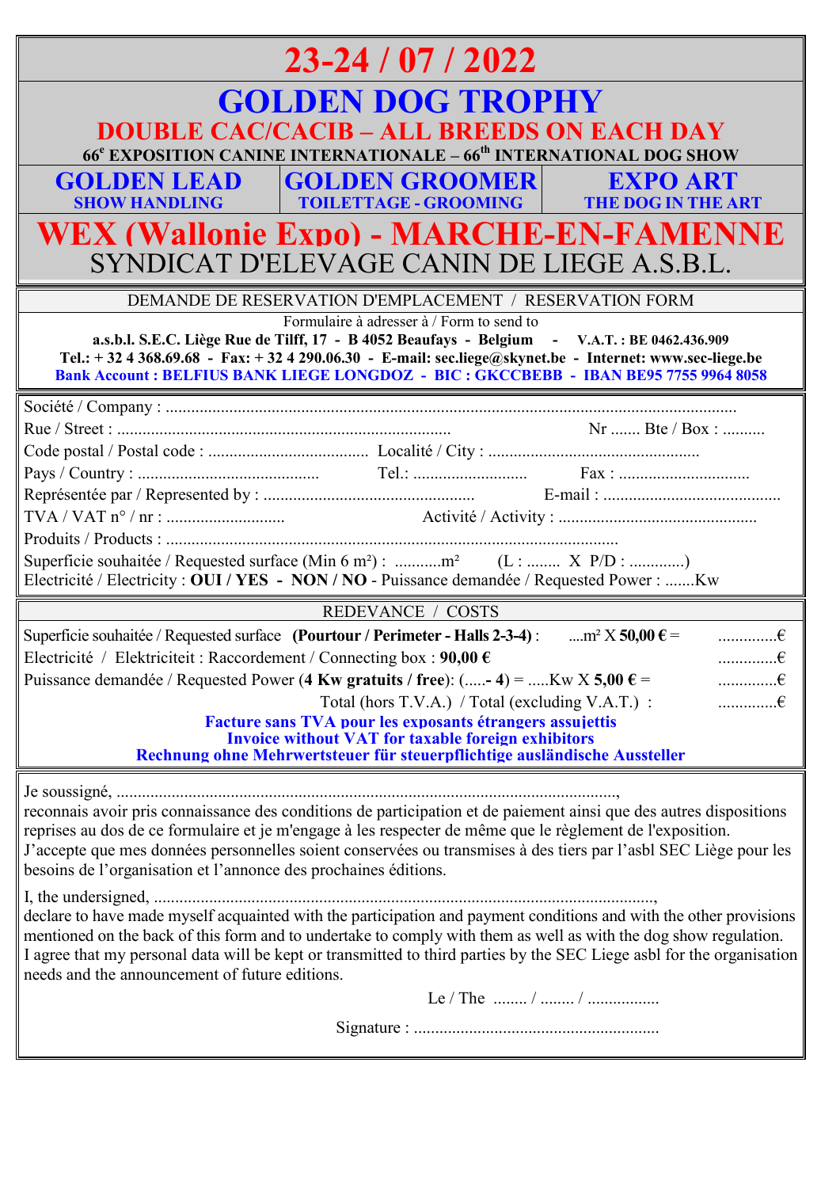# 23-24 / 07 / 2022

# GOLDEN DOG TROPHY

## DOUBLE CAC/CACIB – ALL BREEDS ON EACH DAY

**66e EXPOSITION CANINE INTERNATIONALE – 66th INTERNATIONAL DOG SHOW**

| GOLDEN LEAD | GOLDEN GROOMER | EXPO ART |
|---|---|---|
| SHOW HANDLING | TOILETTAGE - GROOMING | THE DOG IN THE ART |

## WEX (Wallonie Expo) - MARCHE-EN-FAMENNE

## SYNDICAT D'ELEVAGE CANIN DE LIEGE A.S.B.L.

DEMANDE DE RESERVATION D'EMPLACEMENT / RESERVATION FORM

Formulaire à adresser à / Form to send to

**a.s.b.l. S.E.C. Liège Rue de Tilff, 17 - B 4052 Beaufays - Belgium - V.A.T. : BE 0462.436.909**
**Tel.: + 32 4 368.69.68 - Fax: + 32 4 290.06.30 - E-mail: sec.liege@skynet.be - Internet: www.sec-liege.be**
**Bank Account : BELFIUS BANK LIEGE LONGDOZ - BIC : GKCCBEBB - IBAN BE95 7755 9964 8058**

Société / Company : ..............................................................................................................................

Rue / Street : .............................................................................. Nr ....... Bte / Box : ..........

Code postal / Postal code : ...................................... Localité / City : .................................................

Pays / Country : ........................................... Tel.: ........................... Fax : ...............................

Représentée par / Represented by : ................................................. E-mail : ..........................................

TVA / VAT n° / nr : ............................ Activité / Activity : ...............................................

Produits / Products : ..........................................................................................................

Superficie souhaitée / Requested surface (Min 6 m²) : ...........m² (L : ........ X P/D : .............)
Electricité / Electricity : **OUI / YES - NON / NO** - Puissance demandée / Requested Power : .......Kw

REDEVANCE / COSTS

Superficie souhaitée / Requested surface **(Pourtour / Perimeter - Halls 2-3-4)** : ....m² X **50,00 €** = ..............€

Electricité / Elektriciteit : Raccordement / Connecting box : **90,00 €** ..............€

Puissance demandée / Requested Power (**4 Kw gratuits / free**): (.....**- 4**) = .....Kw X **5,00 €** = ..............€

Total (hors T.V.A.) / Total (excluding V.A.T.) : ..............€

**Facture sans TVA pour les exposants étrangers assujettis**
**Invoice without VAT for taxable foreign exhibitors**
**Rechnung ohne Mehrwertsteuer für steuerpflichtige ausländische Aussteller**

Je soussigné, .....................................................................................................................,
reconnais avoir pris connaissance des conditions de participation et de paiement ainsi que des autres dispositions reprises au dos de ce formulaire et je m'engage à les respecter de même que le règlement de l'exposition.
J'accepte que mes données personnelles soient conservées ou transmises à des tiers par l'asbl SEC Liège pour les besoins de l'organisation et l'annonce des prochaines éditions.

I, the undersigned, .....................................................................................................................,
declare to have made myself acquainted with the participation and payment conditions and with the other provisions mentioned on the back of this form and to undertake to comply with them as well as with the dog show regulation.
I agree that my personal data will be kept or transmitted to third parties by the SEC Liege asbl for the organisation needs and the announcement of future editions.

Le / The ........ / ........ / .................

Signature : ..........................................................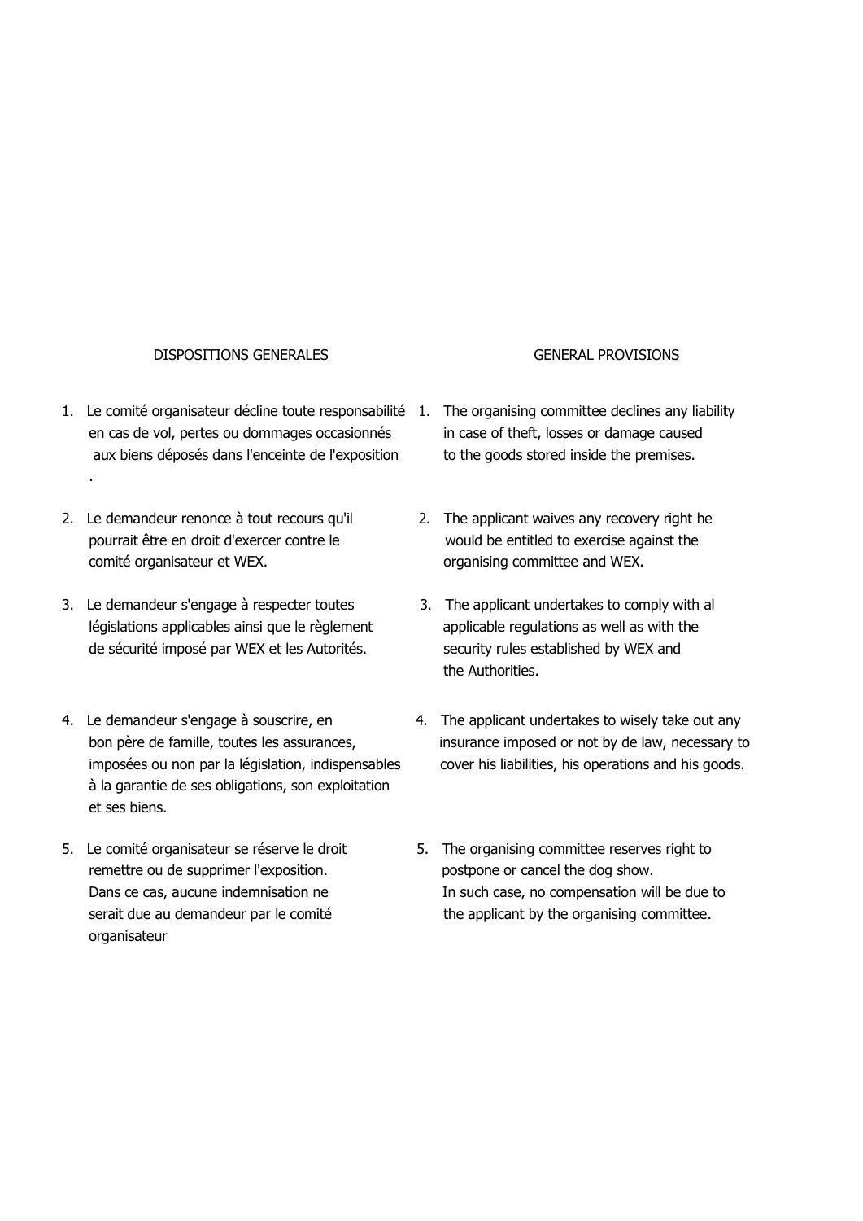## DISPOSITIONS GENERALES

1. Le comité organisateur décline toute responsabilité en cas de vol, pertes ou dommages occasionnés aux biens déposés dans l'enceinte de l'exposition .
2. Le demandeur renonce à tout recours qu'il pourrait être en droit d'exercer contre le comité organisateur et WEX.
3. Le demandeur s'engage à respecter toutes législations applicables ainsi que le règlement de sécurité imposé par WEX et les Autorités.
4. Le demandeur s'engage à souscrire, en bon père de famille, toutes les assurances, imposées ou non par la législation, indispensables à la garantie de ses obligations, son exploitation et ses biens.
5. Le comité organisateur se réserve le droit remettre ou de supprimer l'exposition. Dans ce cas, aucune indemnisation ne serait due au demandeur par le comité organisateur

## GENERAL PROVISIONS

1. The organising committee declines any liability in case of theft, losses or damage caused to the goods stored inside the premises.
2. The applicant waives any recovery right he would be entitled to exercise against the organising committee and WEX.
3. The applicant undertakes to comply with al applicable regulations as well as with the security rules established by WEX and the Authorities.
4. The applicant undertakes to wisely take out any insurance imposed or not by de law, necessary to cover his liabilities, his operations and his goods.
5. The organising committee reserves right to postpone or cancel the dog show. In such case, no compensation will be due to the applicant by the organising committee.